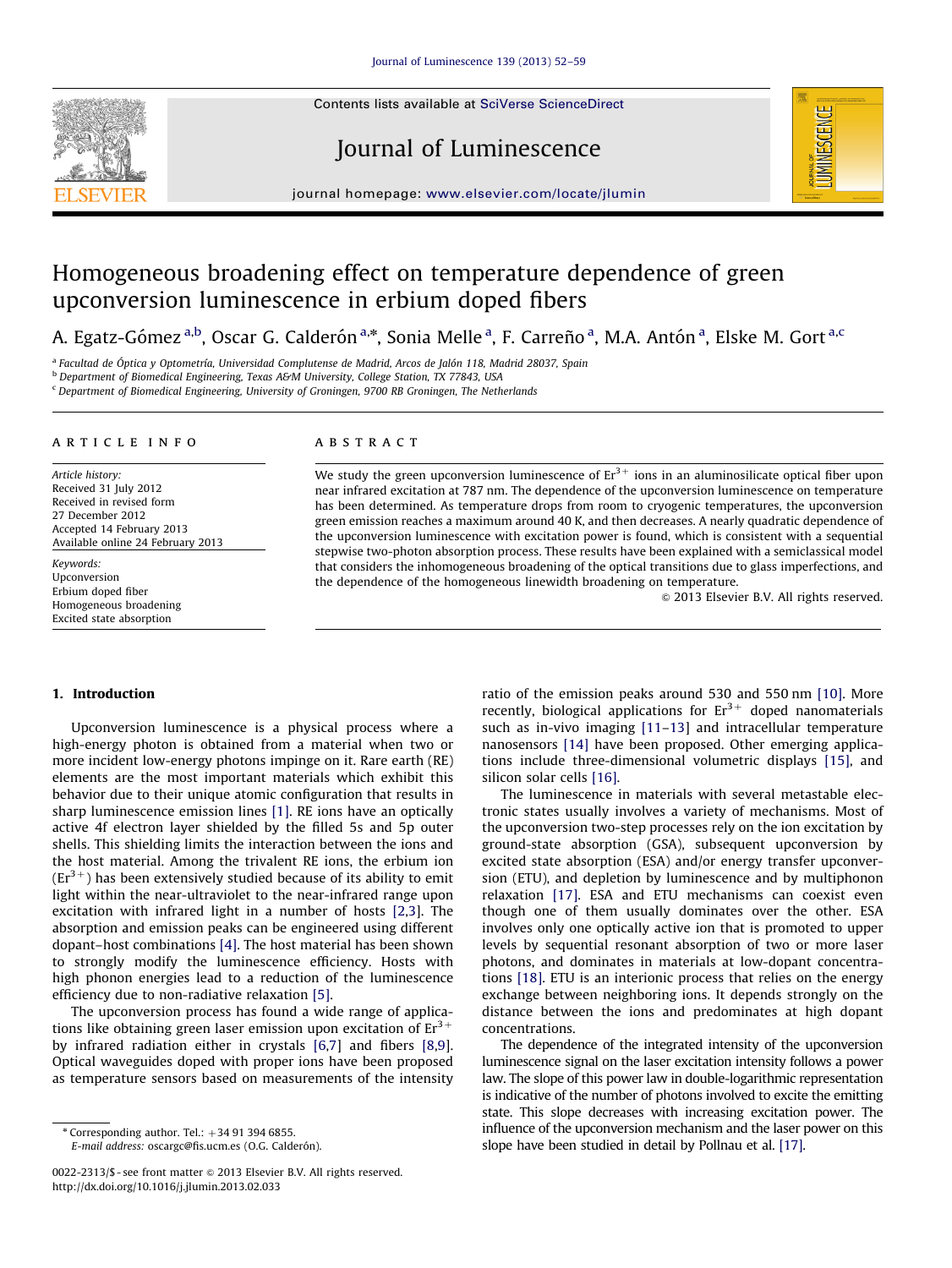# Homogeneous broadening effect on temperature dependence of green upconversion luminescence in erbium doped fibers

A. Egatz-Gómez [a,b], Oscar G. Calderón [a,*], Sonia Melle [a], F. Carreño [a], M.A. Antón [a], Elske M. Gort [a,c]

[a] Facultad de Óptica y Optometría, Universidad Complutense de Madrid, Arcos de Jalón 118, Madrid 28037, Spain
[b] Department of Biomedical Engineering, Texas A&M University, College Station, TX 77843, USA
[c] Department of Biomedical Engineering, University of Groningen, 9700 RB Groningen, The Netherlands

## ARTICLE INFO

*Article history:*
Received 31 July 2012
Received in revised form 27 December 2012
Accepted 14 February 2013
Available online 24 February 2013

*Keywords:*
Upconversion
Erbium doped fiber
Homogeneous broadening
Excited state absorption

## ABSTRACT

We study the green upconversion luminescence of $Er^{3+}$ ions in an aluminosilicate optical fiber upon near infrared excitation at 787 nm. The dependence of the upconversion luminescence on temperature has been determined. As temperature drops from room to cryogenic temperatures, the upconversion green emission reaches a maximum around 40 K, and then decreases. A nearly quadratic dependence of the upconversion luminescence with excitation power is found, which is consistent with a sequential stepwise two-photon absorption process. These results have been explained with a semiclassical model that considers the inhomogeneous broadening of the optical transitions due to glass imperfections, and the dependence of the homogeneous linewidth broadening on temperature.

© 2013 Elsevier B.V. All rights reserved.

## 1. Introduction

Upconversion luminescence is a physical process where a high-energy photon is obtained from a material when two or more incident low-energy photons impinge on it. Rare earth (RE) elements are the most important materials which exhibit this behavior due to their unique atomic configuration that results in sharp luminescence emission lines [1]. RE ions have an optically active 4f electron layer shielded by the filled 5s and 5p outer shells. This shielding limits the interaction between the ions and the host material. Among the trivalent RE ions, the erbium ion ($Er^{3+}$) has been extensively studied because of its ability to emit light within the near-ultraviolet to the near-infrared range upon excitation with infrared light in a number of hosts [2,3]. The absorption and emission peaks can be engineered using different dopant–host combinations [4]. The host material has been shown to strongly modify the luminescence efficiency. Hosts with high phonon energies lead to a reduction of the luminescence efficiency due to non-radiative relaxation [5].

The upconversion process has found a wide range of applications like obtaining green laser emission upon excitation of $Er^{3+}$ by infrared radiation either in crystals [6,7] and fibers [8,9]. Optical waveguides doped with proper ions have been proposed as temperature sensors based on measurements of the intensity ratio of the emission peaks around 530 and 550 nm [10]. More recently, biological applications for $Er^{3+}$ doped nanomaterials such as in-vivo imaging [11–13] and intracellular temperature nanosensors [14] have been proposed. Other emerging applications include three-dimensional volumetric displays [15], and silicon solar cells [16].

The luminescence in materials with several metastable electronic states usually involves a variety of mechanisms. Most of the upconversion two-step processes rely on the ion excitation by ground-state absorption (GSA), subsequent upconversion by excited state absorption (ESA) and/or energy transfer upconversion (ETU), and depletion by luminescence and by multiphonon relaxation [17]. ESA and ETU mechanisms can coexist even though one of them usually dominates over the other. ESA involves only one optically active ion that is promoted to upper levels by sequential resonant absorption of two or more laser photons, and dominates in materials at low-dopant concentrations [18]. ETU is an interionic process that relies on the energy exchange between neighboring ions. It depends strongly on the distance between the ions and predominates at high dopant concentrations.

The dependence of the integrated intensity of the upconversion luminescence signal on the laser excitation intensity follows a power law. The slope of this power law in double-logarithmic representation is indicative of the number of photons involved to excite the emitting state. This slope decreases with increasing excitation power. The influence of the upconversion mechanism and the laser power on this slope have been studied in detail by Pollnau et al. [17].

* Corresponding author. Tel.: +34 91 394 6855.
E-mail address: oscargc@fis.ucm.es (O.G. Calderón).

0022-2313/$ - see front matter © 2013 Elsevier B.V. All rights reserved.
http://dx.doi.org/10.1016/j.jlumin.2013.02.033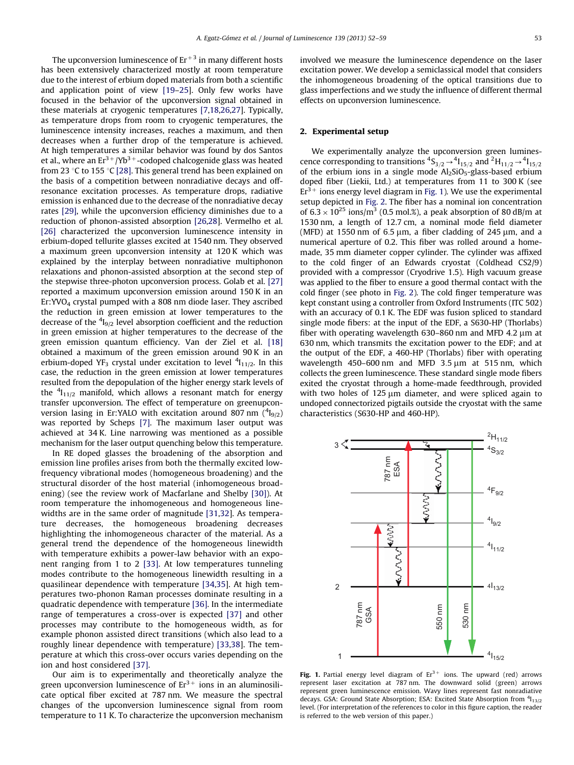The upconversion luminescence of $Er^{+3}$ in many different hosts has been extensively characterized mostly at room temperature due to the interest of erbium doped materials from both a scientific and application point of view [19–25]. Only few works have focused in the behavior of the upconversion signal obtained in these materials at cryogenic temperatures [7,18,26,27]. Typically, as temperature drops from room to cryogenic temperatures, the luminescence intensity increases, reaches a maximum, and then decreases when a further drop of the temperature is achieved. At high temperatures a similar behavior was found by dos Santos et al., where an $Er^{3+}/Yb^{3+}$-codoped chalcogenide glass was heated from 23 °C to 155 °C [28]. This general trend has been explained on the basis of a competition between nonradiative decays and off-resonance excitation processes. As temperature drops, radiative emission is enhanced due to the decrease of the nonradiative decay rates [29], while the upconversion efficiency diminishes due to a reduction of phonon-assisted absorption [26,28]. Vermelho et al. [26] characterized the upconversion luminescence intensity in erbium-doped tellurite glasses excited at 1540 nm. They observed a maximum green upconversion intensity at 120 K which was explained by the interplay between nonradiative multiphonon relaxations and phonon-assisted absorption at the second step of the stepwise three-photon upconversion process. Golab et al. [27] reported a maximum upconversion emission around 150 K in an Er:$YVO_4$ crystal pumped with a 808 nm diode laser. They ascribed the reduction in green emission at lower temperatures to the decrease of the $^4I_{9/2}$ level absorption coefficient and the reduction in green emission at higher temperatures to the decrease of the green emission quantum efficiency. Van der Ziel et al. [18] obtained a maximum of the green emission around 90 K in an erbium-doped $YF_3$ crystal under excitation to level $^4I_{11/2}$. In this case, the reduction in the green emission at lower temperatures resulted from the depopulation of the higher energy stark levels of the $^4I_{11/2}$ manifold, which allows a resonant match for energy transfer upconversion. The effect of temperature on greenupconversion lasing in Er:YALO with excitation around 807 nm ($^4I_{9/2}$) was reported by Scheps [7]. The maximum laser output was achieved at 34 K. Line narrowing was mentioned as a possible mechanism for the laser output quenching below this temperature.

In RE doped glasses the broadening of the absorption and emission line profiles arises from both the thermally excited low-frequency vibrational modes (homogeneous broadening) and the structural disorder of the host material (inhomogeneous broadening) (see the review work of Macfarlane and Shelby [30]). At room temperature the inhomogeneous and homogeneous linewidths are in the same order of magnitude [31,32]. As temperature decreases, the homogeneous broadening decreases highlighting the inhomogeneous character of the material. As a general trend the dependence of the homogeneous linewidth with temperature exhibits a power-law behavior with an exponent ranging from 1 to 2 [33]. At low temperatures tunneling modes contribute to the homogeneous linewidth resulting in a quasilinear dependence with temperature [34,35]. At high temperatures two-phonon Raman processes dominate resulting in a quadratic dependence with temperature [36]. In the intermediate range of temperatures a cross-over is expected [37] and other processes may contribute to the homogeneous width, as for example phonon assisted direct transitions (which also lead to a roughly linear dependence with temperature) [33,38]. The temperature at which this cross-over occurs varies depending on the ion and host considered [37].

Our aim is to experimentally and theoretically analyze the green upconversion luminescence of $Er^{3+}$ ions in an aluminosilicate optical fiber excited at 787 nm. We measure the spectral changes of the upconversion luminescence signal from room temperature to 11 K. To characterize the upconversion mechanism involved we measure the luminescence dependence on the laser excitation power. We develop a semiclassical model that considers the inhomogeneous broadening of the optical transitions due to glass imperfections and we study the influence of different thermal effects on upconversion luminescence.

## 2. Experimental setup

We experimentally analyze the upconversion green luminescence corresponding to transitions $^4S_{3/2} \rightarrow {}^4I_{15/2}$ and $^2H_{11/2} \rightarrow {}^4I_{15/2}$ of the erbium ions in a single mode $Al_2SiO_5$-glass-based erbium doped fiber (Liekii, Ltd.) at temperatures from 11 to 300 K (see $Er^{3+}$ ions energy level diagram in Fig. 1). We use the experimental setup depicted in Fig. 2. The fiber has a nominal ion concentration of $6.3 \times 10^{25}$ ions/m$^3$ (0.5 mol.%), a peak absorption of 80 dB/m at 1530 nm, a length of 12.7 cm, a nominal mode field diameter (MFD) at 1550 nm of 6.5 μm, a fiber cladding of 245 μm, and a numerical aperture of 0.2. This fiber was rolled around a home-made, 35 mm diameter copper cylinder. The cylinder was affixed to the cold finger of an Edwards cryostat (Coldhead CS2/9) provided with a compressor (Cryodrive 1.5). High vacuum grease was applied to the fiber to ensure a good thermal contact with the cold finger (see photo in Fig. 2). The cold finger temperature was kept constant using a controller from Oxford Instruments (ITC 502) with an accuracy of 0.1 K. The EDF was fusion spliced to standard single mode fibers: at the input of the EDF, a S630-HP (Thorlabs) fiber with operating wavelength 630–860 nm and MFD 4.2 μm at 630 nm, which transmits the excitation power to the EDF; and at the output of the EDF, a 460-HP (Thorlabs) fiber with operating wavelength 450–600 nm and MFD 3.5 μm at 515 nm, which collects the green luminescence. These standard single mode fibers exited the cryostat through a home-made feedthrough, provided with two holes of 125 μm diameter, and were spliced again to undoped connectorized pigtails outside the cryostat with the same characteristics (S630-HP and 460-HP).

**Fig. 1.** Partial energy level diagram of $Er^{3+}$ ions. The upward (red) arrows represent laser excitation at 787 nm. The downward solid (green) arrows represent green luminescence emission. Wavy lines represent fast nonradiative decays. GSA: Ground State Absorption; ESA: Excited State Absorption from $^4I_{13/2}$ level. (For interpretation of the references to color in this figure caption, the reader is referred to the web version of this paper.)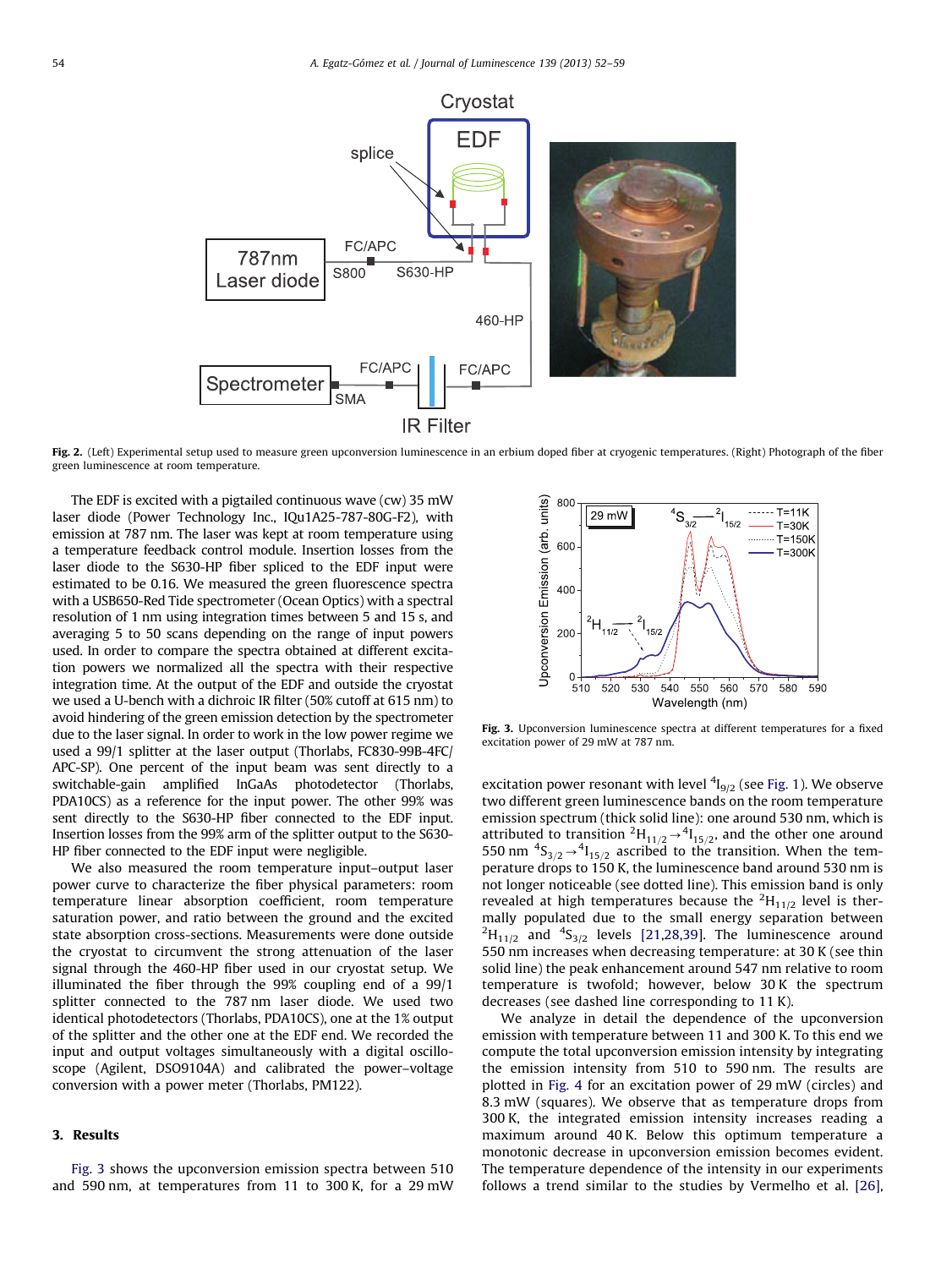Fig. 2. (Left) Experimental setup used to measure green upconversion luminescence in an erbium doped fiber at cryogenic temperatures. (Right) Photograph of the fiber green luminescence at room temperature.

The EDF is excited with a pigtailed continuous wave (cw) 35 mW laser diode (Power Technology Inc., IQu1A25-787-80G-F2), with emission at 787 nm. The laser was kept at room temperature using a temperature feedback control module. Insertion losses from the laser diode to the S630-HP fiber spliced to the EDF input were estimated to be 0.16. We measured the green fluorescence spectra with a USB650-Red Tide spectrometer (Ocean Optics) with a spectral resolution of 1 nm using integration times between 5 and 15 s, and averaging 5 to 50 scans depending on the range of input powers used. In order to compare the spectra obtained at different excitation powers we normalized all the spectra with their respective integration time. At the output of the EDF and outside the cryostat we used a U-bench with a dichroic IR filter (50% cutoff at 615 nm) to avoid hindering of the green emission detection by the spectrometer due to the laser signal. In order to work in the low power regime we used a 99/1 splitter at the laser output (Thorlabs, FC830-99B-4FC/APC-SP). One percent of the input beam was sent directly to a switchable-gain amplified InGaAs photodetector (Thorlabs, PDA10CS) as a reference for the input power. The other 99% was sent directly to the S630-HP fiber connected to the EDF input. Insertion losses from the 99% arm of the splitter output to the S630-HP fiber connected to the EDF input were negligible.

We also measured the room temperature input–output laser power curve to characterize the fiber physical parameters: room temperature linear absorption coefficient, room temperature saturation power, and ratio between the ground and the excited state absorption cross-sections. Measurements were done outside the cryostat to circumvent the strong attenuation of the laser signal through the 460-HP fiber used in our cryostat setup. We illuminated the fiber through the 99% coupling end of a 99/1 splitter connected to the 787 nm laser diode. We used two identical photodetectors (Thorlabs, PDA10CS), one at the 1% output of the splitter and the other one at the EDF end. We recorded the input and output voltages simultaneously with a digital oscilloscope (Agilent, DSO9104A) and calibrated the power–voltage conversion with a power meter (Thorlabs, PM122).

## 3. Results

Fig. 3 shows the upconversion emission spectra between 510 and 590 nm, at temperatures from 11 to 300 K, for a 29 mW excitation power resonant with level $^4I_{9/2}$ (see Fig. 1). We observe two different green luminescence bands on the room temperature emission spectrum (thick solid line): one around 530 nm, which is attributed to transition $^2H_{11/2} \rightarrow {}^4I_{15/2}$, and the other one around 550 nm $^4S_{3/2} \rightarrow {}^4I_{15/2}$ ascribed to the transition. When the temperature drops to 150 K, the luminescence band around 530 nm is not longer noticeable (see dotted line). This emission band is only revealed at high temperatures because the $^2H_{11/2}$ level is thermally populated due to the small energy separation between $^2H_{11/2}$ and $^4S_{3/2}$ levels [21,28,39]. The luminescence around 550 nm increases when decreasing temperature: at 30 K (see thin solid line) the peak enhancement around 547 nm relative to room temperature is twofold; however, below 30 K the spectrum decreases (see dashed line corresponding to 11 K).

Fig. 3. Upconversion luminescence spectra at different temperatures for a fixed excitation power of 29 mW at 787 nm.

We analyze in detail the dependence of the upconversion emission with temperature between 11 and 300 K. To this end we compute the total upconversion emission intensity by integrating the emission intensity from 510 to 590 nm. The results are plotted in Fig. 4 for an excitation power of 29 mW (circles) and 8.3 mW (squares). We observe that as temperature drops from 300 K, the integrated emission intensity increases reading a maximum around 40 K. Below this optimum temperature a monotonic decrease in upconversion emission becomes evident. The temperature dependence of the intensity in our experiments follows a trend similar to the studies by Vermelho et al. [26],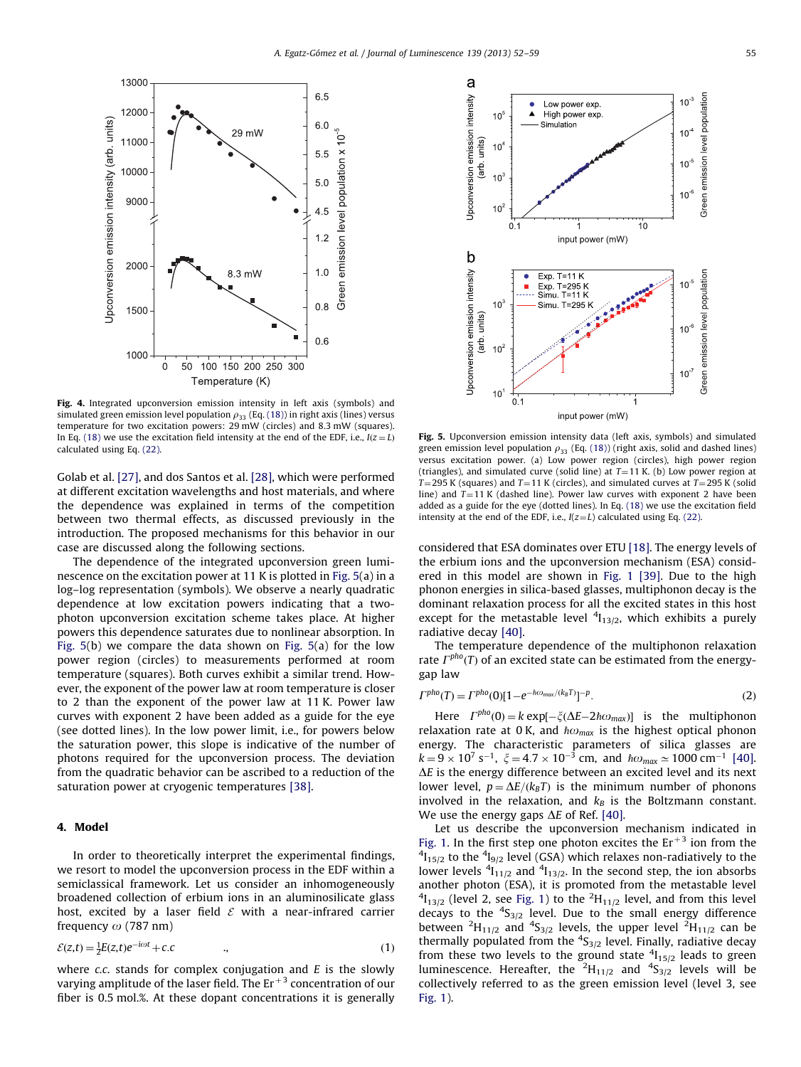**Fig. 4.** Integrated upconversion emission intensity in left axis (symbols) and simulated green emission level population $\rho_{33}$ (Eq. (18)) in right axis (lines) versus temperature for two excitation powers: 29 mW (circles) and 8.3 mW (squares). In Eq. (18) we use the excitation field intensity at the end of the EDF, i.e., $I(z=L)$ calculated using Eq. (22).

**Fig. 5.** Upconversion emission intensity data (left axis, symbols) and simulated green emission level population $\rho_{33}$ (Eq. (18)) (right axis, solid and dashed lines) versus excitation power. (a) Low power region (circles), high power region (triangles), and simulated curve (solid line) at $T=11$ K. (b) Low power region at $T=295$ K (squares) and $T=11$ K (circles), and simulated curves at $T=295$ K (solid line) and $T=11$ K (dashed line). Power law curves with exponent 2 have been added as a guide for the eye (dotted lines). In Eq. (18) we use the excitation field intensity at the end of the EDF, i.e., $I(z=L)$ calculated using Eq. (22).

Golab et al. [27], and dos Santos et al. [28], which were performed at different excitation wavelengths and host materials, and where the dependence was explained in terms of the competition between two thermal effects, as discussed previously in the introduction. The proposed mechanisms for this behavior in our case are discussed along the following sections.

The dependence of the integrated upconversion green luminescence on the excitation power at 11 K is plotted in Fig. 5(a) in a log–log representation (symbols). We observe a nearly quadratic dependence at low excitation powers indicating that a two-photon upconversion excitation scheme takes place. At higher powers this dependence saturates due to nonlinear absorption. In Fig. 5(b) we compare the data shown on Fig. 5(a) for the low power region (circles) to measurements performed at room temperature (squares). Both curves exhibit a similar trend. However, the exponent of the power law at room temperature is closer to 2 than the exponent of the power law at 11 K. Power law curves with exponent 2 have been added as a guide for the eye (see dotted lines). In the low power limit, i.e., for powers below the saturation power, this slope is indicative of the number of photons required for the upconversion process. The deviation from the quadratic behavior can be ascribed to a reduction of the saturation power at cryogenic temperatures [38].

## 4. Model

In order to theoretically interpret the experimental findings, we resort to model the upconversion process in the EDF within a semiclassical framework. Let us consider an inhomogeneously broadened collection of erbium ions in an aluminosilicate glass host, excited by a laser field $\mathcal{E}$ with a near-infrared carrier frequency $\omega$ (787 nm)

$$\mathcal{E}(z,t) = \tfrac{1}{2}E(z,t)e^{-i\omega t} + c.c \qquad (1)$$

where *c.c.* stands for complex conjugation and $E$ is the slowly varying amplitude of the laser field. The $Er^{+3}$ concentration of our fiber is 0.5 mol.%. At these dopant concentrations it is generally considered that ESA dominates over ETU [18]. The energy levels of the erbium ions and the upconversion mechanism (ESA) considered in this model are shown in Fig. 1 [39]. Due to the high phonon energies in silica-based glasses, multiphonon decay is the dominant relaxation process for all the excited states in this host except for the metastable level $^4I_{13/2}$, which exhibits a purely radiative decay [40].

The temperature dependence of the multiphonon relaxation rate $\Gamma^{pho}(T)$ of an excited state can be estimated from the energy-gap law

$$\Gamma^{pho}(T) = \Gamma^{pho}(0)[1-e^{-\hbar\omega_{max}/(k_BT)}]^{-p}. \qquad (2)$$

Here $\Gamma^{pho}(0) = k\exp[-\xi(\Delta E - 2\hbar\omega_{max})]$ is the multiphonon relaxation rate at 0 K, and $\hbar\omega_{max}$ is the highest optical phonon energy. The characteristic parameters of silica glasses are $k = 9\times10^7\ \mathrm{s}^{-1}$, $\xi = 4.7\times10^{-3}$ cm, and $\hbar\omega_{max} \simeq 1000\ \mathrm{cm}^{-1}$ [40]. $\Delta E$ is the energy difference between an excited level and its next lower level, $p = \Delta E/(k_BT)$ is the minimum number of phonons involved in the relaxation, and $k_B$ is the Boltzmann constant. We use the energy gaps $\Delta E$ of Ref. [40].

Let us describe the upconversion mechanism indicated in Fig. 1. In the first step one photon excites the $Er^{+3}$ ion from the $^4I_{15/2}$ to the $^4I_{9/2}$ level (GSA) which relaxes non-radiatively to the lower levels $^4I_{11/2}$ and $^4I_{13/2}$. In the second step, the ion absorbs another photon (ESA), it is promoted from the metastable level $^4I_{13/2}$ (level 2, see Fig. 1) to the $^2H_{11/2}$ level, and from this level decays to the $^4S_{3/2}$ level. Due to the small energy difference between $^2H_{11/2}$ and $^4S_{3/2}$ levels, the upper level $^2H_{11/2}$ can be thermally populated from the $^4S_{3/2}$ level. Finally, radiative decay from these two levels to the ground state $^4I_{15/2}$ leads to green luminescence. Hereafter, the $^2H_{11/2}$ and $^4S_{3/2}$ levels will be collectively referred to as the green emission level (level 3, see Fig. 1).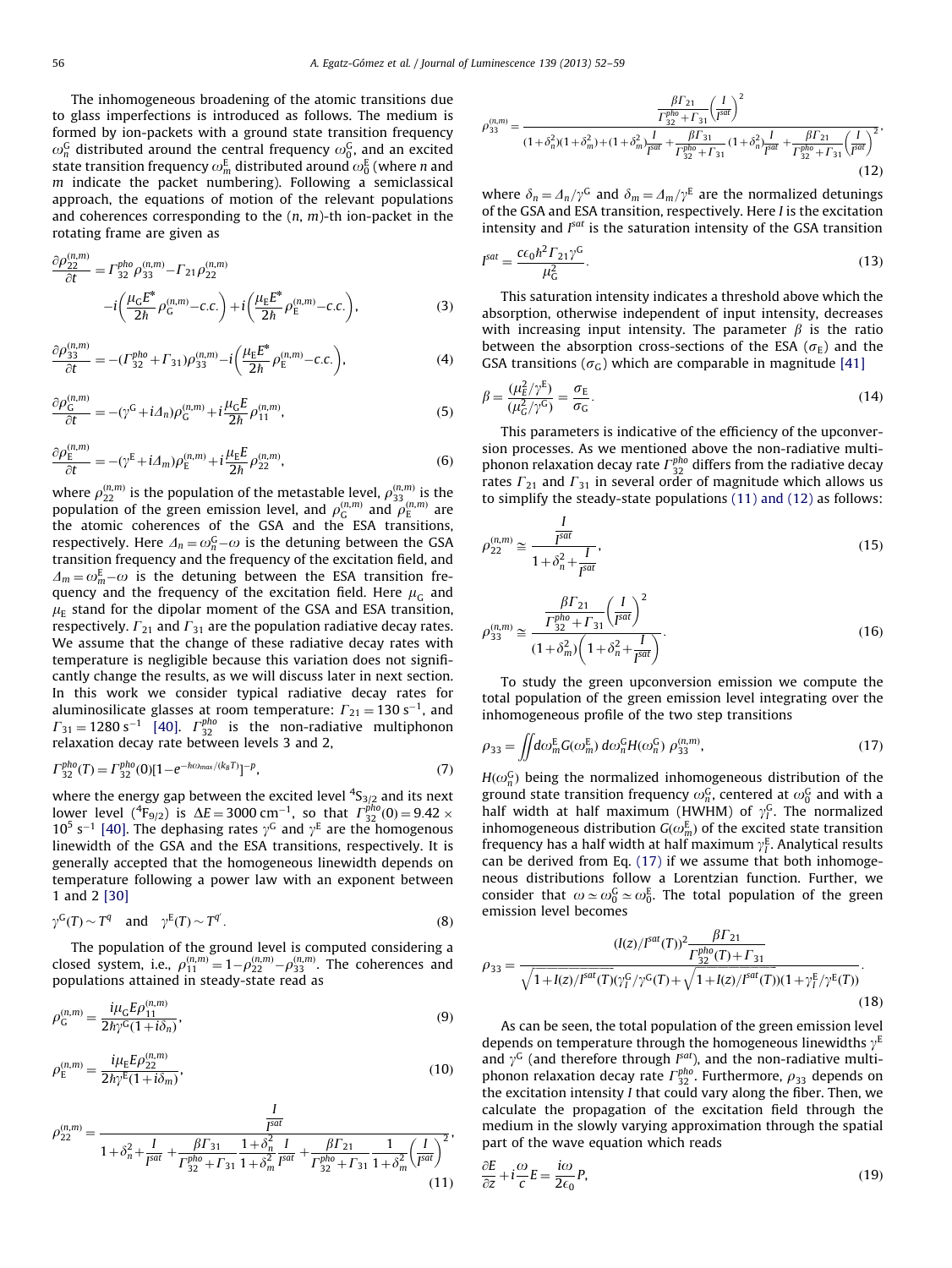The inhomogeneous broadening of the atomic transitions due to glass imperfections is introduced as follows. The medium is formed by ion-packets with a ground state transition frequency $\omega_n^{\rm G}$ distributed around the central frequency $\omega_0^{\rm G}$, and an excited state transition frequency $\omega_m^{\rm E}$ distributed around $\omega_0^{\rm E}$ (where $n$ and $m$ indicate the packet numbering). Following a semiclassical approach, the equations of motion of the relevant populations and coherences corresponding to the $(n, m)$-th ion-packet in the rotating frame are given as

$$\frac{\partial \rho_{22}^{(n,m)}}{\partial t} = \Gamma_{32}^{pho}\rho_{33}^{(n,m)} - \Gamma_{21}\rho_{22}^{(n,m)} - i\left(\frac{\mu_{\rm G}E^*}{2\hbar}\rho_{\rm G}^{(n,m)} - c.c.\right) + i\left(\frac{\mu_{\rm E}E^*}{2\hbar}\rho_{\rm E}^{(n,m)} - c.c.\right), \tag{3}$$

$$\frac{\partial \rho_{33}^{(n,m)}}{\partial t} = -(\Gamma_{32}^{pho} + \Gamma_{31})\rho_{33}^{(n,m)} - i\left(\frac{\mu_{\rm E}E^*}{2\hbar}\rho_{\rm E}^{(n,m)} - c.c.\right), \tag{4}$$

$$\frac{\partial \rho_{\rm G}^{(n,m)}}{\partial t} = -(\gamma^{\rm G} + i\Delta_n)\rho_{\rm G}^{(n,m)} + i\frac{\mu_{\rm G}E}{2\hbar}\rho_{11}^{(n,m)}, \tag{5}$$

$$\frac{\partial \rho_{\rm E}^{(n,m)}}{\partial t} = -(\gamma^{\rm E} + i\Delta_m)\rho_{\rm E}^{(n,m)} + i\frac{\mu_{\rm E}E}{2\hbar}\rho_{22}^{(n,m)}, \tag{6}$$

where $\rho_{22}^{(n,m)}$ is the population of the metastable level, $\rho_{33}^{(n,m)}$ is the population of the green emission level and $\rho_{\rm G}^{(n,m)}$ and $\rho_{\rm E}^{(n,m)}$ are the atomic coherences of the GSA and the ESA transitions, respectively. Here $\Delta_n = \omega_n^{\rm G} - \omega$ is the detuning between the GSA transition frequency and the frequency of the excitation field, and $\Delta_m = \omega_m^{\rm E} - \omega$ is the detuning between the ESA transition frequency and the frequency of the excitation field. Here $\mu_{\rm G}$ and $\mu_{\rm E}$ stand for the dipolar moment of the GSA and ESA transition, respectively. $\Gamma_{21}$ and $\Gamma_{31}$ are the population radiative decay rates. We assume that the change of these radiative decay rates with temperature is negligible because this variation does not significantly change the results, as we will discuss later in next section. In this work we consider typical radiative decay rates for aluminosilicate glasses at room temperature: $\Gamma_{21} = 130\ {\rm s}^{-1}$, and $\Gamma_{31} = 1280\ {\rm s}^{-1}$ [40]. $\Gamma_{32}^{pho}$ is the non-radiative multiphonon relaxation decay rate between levels 3 and 2,

$$\Gamma_{32}^{pho}(T) = \Gamma_{32}^{pho}(0)[1 - e^{-\hbar\omega_{max}/(k_BT)}]^{-p}, \tag{7}$$

where the energy gap between the excited level $^4{\rm S}_{3/2}$ and its next lower level ($^4{\rm F}_{9/2}$) is $\Delta E = 3000\ {\rm cm}^{-1}$, so that $\Gamma_{32}^{pho}(0) = 9.42 \times 10^5\ {\rm s}^{-1}$ [40]. The dephasing rates $\gamma^{\rm G}$ and $\gamma^{\rm E}$ are the homogenous linewidth of the GSA and the ESA transitions, respectively. It is generally accepted that the homogeneous linewidth depends on temperature following a power law with an exponent between 1 and 2 [30]

$$\gamma^{\rm G}(T) \sim T^q \quad \text{and} \quad \gamma^{\rm E}(T) \sim T^{q'}. \tag{8}$$

The population of the ground level is computed considering a closed system, i.e., $\rho_{11}^{(n,m)} = 1 - \rho_{22}^{(n,m)} - \rho_{33}^{(n,m)}$. The coherences and populations attained in steady-state read as

$$\rho_{\rm G}^{(n,m)} = \frac{i\mu_{\rm G}E\rho_{11}^{(n,m)}}{2\hbar\gamma^{\rm G}(1 + i\delta_n)}, \tag{9}$$

$$\rho_{\rm E}^{(n,m)} = \frac{i\mu_{\rm E}E\rho_{22}^{(n,m)}}{2\hbar\gamma^{\rm E}(1 + i\delta_m)}, \tag{10}$$

$$\rho_{22}^{(n,m)} = \frac{\dfrac{I}{I^{sat}}}{1 + \delta_n^2 + \dfrac{I}{I^{sat}} + \dfrac{\beta\Gamma_{31}}{\Gamma_{32}^{pho} + \Gamma_{31}}\dfrac{1 + \delta_n^2}{1 + \delta_m^2}\dfrac{I}{I^{sat}} + \dfrac{\beta\Gamma_{21}}{\Gamma_{32}^{pho} + \Gamma_{31}}\dfrac{1}{1 + \delta_m^2}\left(\dfrac{I}{I^{sat}}\right)^2}, \tag{11}$$

$$\rho_{33}^{(n,m)} = \frac{\dfrac{\beta\Gamma_{21}}{\Gamma_{32}^{pho} + \Gamma_{31}}\left(\dfrac{I}{I^{sat}}\right)^2}{(1 + \delta_n^2)(1 + \delta_m^2) + (1 + \delta_m^2)\dfrac{I}{I^{sat}} + \dfrac{\beta\Gamma_{31}}{\Gamma_{32}^{pho} + \Gamma_{31}}(1 + \delta_n^2)\dfrac{I}{I^{sat}} + \dfrac{\beta\Gamma_{21}}{\Gamma_{32}^{pho} + \Gamma_{31}}\left(\dfrac{I}{I^{sat}}\right)^2}, \tag{12}$$

where $\delta_n = \Delta_n/\gamma^{\rm G}$ and $\delta_m = \Delta_m/\gamma^{\rm E}$ are the normalized detunings of the GSA and ESA transition, respectively. Here $I$ is the excitation intensity and $I^{sat}$ is the saturation intensity of the GSA transition

$$I^{sat} = \frac{c\epsilon_0\hbar^2\Gamma_{21}\gamma^{\rm G}}{\mu_{\rm G}^2}. \tag{13}$$

This saturation intensity indicates a threshold above which the absorption, otherwise independent of input intensity, decreases with increasing input intensity. The parameter $\beta$ is the ratio between the absorption cross-sections of the ESA ($\sigma_{\rm E}$) and the GSA transitions ($\sigma_{\rm G}$) which are comparable in magnitude [41]

$$\beta = \frac{(\mu_{\rm E}^2/\gamma^{\rm E})}{(\mu_{\rm G}^2/\gamma^{\rm G})} = \frac{\sigma_{\rm E}}{\sigma_{\rm G}}. \tag{14}$$

This parameters is indicative of the efficiency of the upconversion processes. As we mentioned above the non-radiative multiphonon relaxation decay rate $\Gamma_{32}^{pho}$ differs from the radiative decay rates $\Gamma_{21}$ and $\Gamma_{31}$ in several order of magnitude which allows us to simplify the steady-state populations (11) and (12) as follows:

$$\rho_{22}^{(n,m)} \cong \frac{\dfrac{I}{I^{sat}}}{1 + \delta_n^2 + \dfrac{I}{I^{sat}}}, \tag{15}$$

$$\rho_{33}^{(n,m)} \cong \frac{\dfrac{\beta\Gamma_{21}}{\Gamma_{32}^{pho} + \Gamma_{31}}\left(\dfrac{I}{I^{sat}}\right)^2}{(1 + \delta_m^2)\left(1 + \delta_n^2 + \dfrac{I}{I^{sat}}\right)}. \tag{16}$$

To study the green upconversion emission we compute the total population of the green emission level integrating over the inhomogeneous profile of the two step transitions

$$\rho_{33} = \iint d\omega_m^{\rm E} G(\omega_m^{\rm E})\, d\omega_n^{\rm G} H(\omega_n^{\rm G})\, \rho_{33}^{(n,m)}, \tag{17}$$

$H(\omega_n^{\rm G})$ being the normalized inhomogeneous distribution of the ground state transition frequency $\omega_n^{\rm G}$, centered at $\omega_0^{\rm G}$ and with a half width at half maximum (HWHM) of $\gamma_I^{\rm G}$. The normalized inhomogeneous distribution $G(\omega_m^{\rm E})$ of the excited state transition frequency has a half width at half maximum $\gamma_I^{\rm E}$. Analytical results can be derived from Eq. (17) if we assume that both inhomogeneous distributions follow a Lorentzian function. Further, we consider that $\omega \simeq \omega_0^{\rm G} \simeq \omega_0^{\rm E}$. The total population of the green emission level becomes

$$\rho_{33} = \frac{(I(z)/I^{sat}(T))^2\dfrac{\beta\Gamma_{21}}{\Gamma_{32}^{pho}(T) + \Gamma_{31}}}{\sqrt{1 + I(z)/I^{sat}(T)}(\gamma_I^{\rm G}/\gamma^{\rm G}(T) + \sqrt{1 + I(z)/I^{sat}(T)})(1 + \gamma_I^{\rm E}/\gamma^{\rm E}(T))}. \tag{18}$$

As can be seen, the total population of the green emission level depends on temperature through the homogeneous linewidths $\gamma^{\rm E}$ and $\gamma^{\rm G}$ (and therefore through $I^{sat}$), and the non-radiative multiphonon relaxation decay rate $\Gamma_{32}^{pho}$. Furthermore, $\rho_{33}$ depends on the excitation intensity $I$ that could vary along the fiber. Then, we calculate the propagation of the excitation field through the medium in the slowly varying approximation through the spatial part of the wave equation which reads

$$\frac{\partial E}{\partial z} + i\frac{\omega}{c}E = \frac{i\omega}{2\epsilon_0}P, \tag{19}$$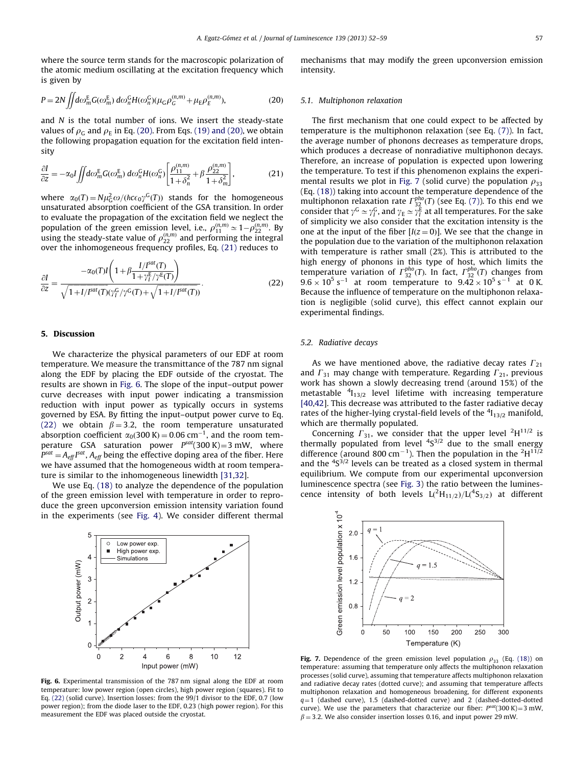where the source term stands for the macroscopic polarization of the atomic medium oscillating at the excitation frequency which is given by

$$P = 2N \iint d\omega_m^{\mathrm{E}} G(\omega_m^{\mathrm{E}})\, d\omega_n^{\mathrm{G}} H(\omega_n^{\mathrm{G}})(\mu_{\mathrm{G}} \rho_G^{(n,m)} + \mu_{\mathrm{E}} \rho_E^{(n,m)}), \tag{20}$$

and $N$ is the total number of ions. We insert the steady-state values of $\rho_{\mathrm{G}}$ and $\rho_{\mathrm{E}}$ in Eq. (20). From Eqs. (19) and (20), we obtain the following propagation equation for the excitation field intensity

$$\frac{\partial I}{\partial z} = -\alpha_0 I \iint d\omega_m^{\mathrm{E}} G(\omega_m^{\mathrm{E}})\, d\omega_n^{\mathrm{G}} H(\omega_n^{\mathrm{G}}) \left[ \frac{\rho_{11}^{(n,m)}}{1+\delta_n^2} + \beta \frac{\rho_{22}^{(n,m)}}{1+\delta_m^2} \right], \tag{21}$$

where $\alpha_0(T) = N\mu_{\mathrm{G}}^2 \omega / (\hbar c \epsilon_0 \gamma^{\mathrm{G}}(T))$ stands for the homogeneous unsaturated absorption coefficient of the GSA transition. In order to evaluate the propagation of the excitation field we neglect the population of the green emission level, i.e., $\rho_{11}^{(n,m)} \simeq 1 - \rho_{22}^{(n,m)}$. By using the steady-state value of $\rho_{22}^{(n,m)}$ and performing the integral over the inhomogeneous frequency profiles, Eq. (21) reduces to

$$\frac{\partial I}{\partial z} = \frac{-\alpha_0(T) I \left(1 + \beta \dfrac{I/I^{sat}(T)}{1+\gamma_I^{\mathrm{E}}/\gamma^{\mathrm{E}}(T)}\right)}{\sqrt{1 + I/I^{sat}(T)}(\gamma_I^{\mathrm{G}}/\gamma^{\mathrm{G}}(T) + \sqrt{1 + I/I^{sat}(T)})}. \tag{22}$$

## 5. Discussion

We characterize the physical parameters of our EDF at room temperature. We measure the transmittance of the 787 nm signal along the EDF by placing the EDF outside of the cryostat. The results are shown in Fig. 6. The slope of the input–output power curve decreases with input power indicating a transmission reduction with input power as typically occurs in systems governed by ESA. By fitting the input–output power curve to Eq. (22) we obtain $\beta = 3.2$, the room temperature unsaturated absorption coefficient $\alpha_0(300\,\mathrm{K}) = 0.06\ \mathrm{cm}^{-1}$, and the room temperature GSA saturation power $P^{sat}(300\,\mathrm{K}) = 3$ mW, where $P^{sat} = A_{eff} I^{sat}$, $A_{eff}$ being the effective doping area of the fiber. Here we have assumed that the homogeneous width at room temperature is similar to the inhomogeneous linewidth [31,32].

We use Eq. (18) to analyze the dependence of the population of the green emission level with temperature in order to reproduce the green upconversion emission intensity variation found in the experiments (see Fig. 4). We consider different thermal mechanisms that may modify the green upconversion emission intensity.

Fig. 6. Experimental transmission of the 787 nm signal along the EDF at room temperature: low power region (open circles), high power region (squares). Fit to Eq. (22) (solid curve). Insertion losses: from the 99/1 divisor to the EDF, 0.7 (low power region); from the diode laser to the EDF, 0.23 (high power region). For this measurement the EDF was placed outside the cryostat.

### 5.1. Multiphonon relaxation

The first mechanism that one could expect to be affected by temperature is the multiphonon relaxation (see Eq. (7)). In fact, the average number of phonons decreases as temperature drops, which produces a decrease of nonradiative multiphonon decays. Therefore, an increase of population is expected upon lowering the temperature. To test if this phenomenon explains the experimental results we plot in Fig. 7 (solid curve) the population $\rho_{33}$ (Eq. (18)) taking into account the temperature dependence of the multiphonon relaxation rate $\Gamma_{32}^{pho}(T)$ (see Eq. (7)). To this end we consider that $\gamma^{\mathrm{G}} \simeq \gamma_I^{\mathrm{G}}$, and $\gamma_{\mathrm{E}} \simeq \gamma_I^{\mathrm{E}}$ at all temperatures. For the sake of simplicity we also consider that the excitation intensity is the one at the input of the fiber [$I(z=0)$]. We see that the change in the population due to the variation of the multiphonon relaxation with temperature is rather small (2%). This is attributed to the high energy of phonons in this type of host, which limits the temperature variation of $\Gamma_{32}^{pho}(T)$. In fact, $\Gamma_{32}^{pho}(T)$ changes from $9.6 \times 10^5\ \mathrm{s}^{-1}$ at room temperature to $9.42 \times 10^5\ \mathrm{s}^{-1}$ at 0 K. Because the influence of temperature on the multiphonon relaxation is negligible (solid curve), this effect cannot explain our experimental findings.

### 5.2. Radiative decays

As we have mentioned above, the radiative decay rates $\Gamma_{21}$ and $\Gamma_{31}$ may change with temperature. Regarding $\Gamma_{21}$, previous work has shown a slowly decreasing trend (around 15%) of the metastable $^4I_{13/2}$ level lifetime with increasing temperature [40,42]. This decrease was attributed to the faster radiative decay rates of the higher-lying crystal-field levels of the $^4I_{13/2}$ manifold, which are thermally populated.

Concerning $\Gamma_{31}$, we consider that the upper level $^2H^{11/2}$ is thermally populated from level $^4S^{3/2}$ due to the small energy difference (around 800 cm$^{-1}$). Then the population in the $^2H^{11/2}$ and the $^4S^{3/2}$ levels can be treated as a closed system in thermal equilibrium. We compute from our experimental upconversion luminescence spectra (see Fig. 3) the ratio between the luminescence intensity of both levels $L(^2H_{11/2})/L(^4S_{3/2})$ at different

Fig. 7. Dependence of the green emission level population $\rho_{33}$ (Eq. (18)) on temperature: assuming that temperature only affects the multiphonon relaxation processes (solid curve), assuming that temperature affects multiphonon relaxation and radiative decay rates (dotted curve); and assuming that temperature affects multiphonon relaxation and homogeneous broadening, for different exponents $q=1$ (dashed curve), 1.5 (dashed-dotted curve) and 2 (dashed-dotted-dotted curve). We use the parameters that characterize our fiber: $P^{sat}(300\,\mathrm{K}) = 3$ mW, $\beta = 3.2$. We also consider insertion losses 0.16, and input power 29 mW.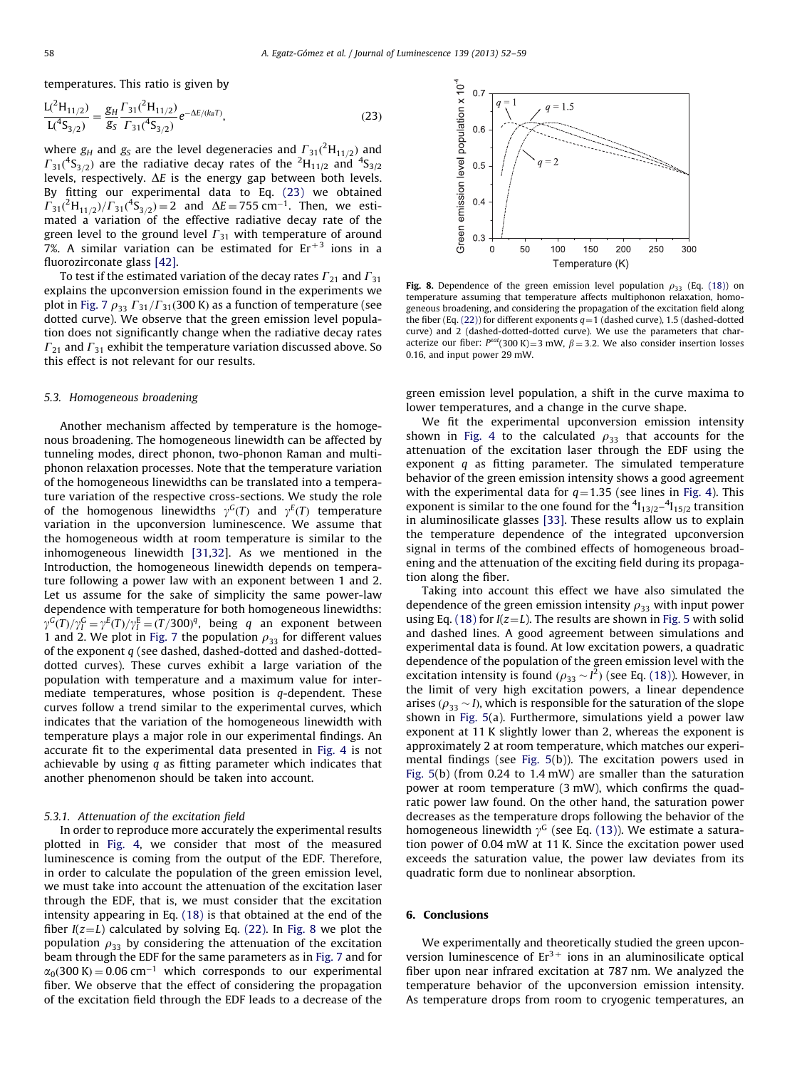temperatures. This ratio is given by

$$\frac{L(^2H_{11/2})}{L(^4S_{3/2})} = \frac{g_H}{g_S}\frac{\Gamma_{31}(^2H_{11/2})}{\Gamma_{31}(^4S_{3/2})}e^{-\Delta E/(k_B T)}, \tag{23}$$

where $g_H$ and $g_S$ are the level degeneracies and $\Gamma_{31}(^2H_{11/2})$ and $\Gamma_{31}(^4S_{3/2})$ are the radiative decay rates of the $^2H_{11/2}$ and $^4S_{3/2}$ levels, respectively. $\Delta E$ is the energy gap between both levels. By fitting our experimental data to Eq. (23) we obtained $\Gamma_{31}(^2H_{11/2})/\Gamma_{31}(^4S_{3/2}) = 2$ and $\Delta E = 755\ \text{cm}^{-1}$. Then, we estimated a variation of the effective radiative decay rate of the green level to the ground level $\Gamma_{31}$ with temperature of around 7%. A similar variation can be estimated for $Er^{+3}$ ions in a fluorozirconate glass [42].

To test if the estimated variation of the decay rates $\Gamma_{21}$ and $\Gamma_{31}$ explains the upconversion emission found in the experiments we plot in Fig. 7 $\rho_{33}\ \Gamma_{31}/\Gamma_{31}(300\ \text{K})$ as a function of temperature (see dotted curve). We observe that the green emission level population does not significantly change when the radiative decay rates $\Gamma_{21}$ and $\Gamma_{31}$ exhibit the temperature variation discussed above. So this effect is not relevant for our results.

### 5.3. Homogeneous broadening

Another mechanism affected by temperature is the homogeneous broadening. The homogeneous linewidth can be affected by tunneling modes, direct phonon, two-phonon Raman and multiphonon relaxation processes. Note that the temperature variation of the homogeneous linewidths can be translated into a temperature variation of the respective cross-sections. We study the role of the homogenous linewidths $\gamma^G(T)$ and $\gamma^E(T)$ temperature variation in the upconversion luminescence. We assume that the homogeneous width at room temperature is similar to the inhomogeneous linewidth [31,32]. As we mentioned in the Introduction, the homogeneous linewidth depends on temperature following a power law with an exponent between 1 and 2. Let us assume for the sake of simplicity the same power-law dependence with temperature for both homogeneous linewidths: $\gamma^G(T)/\gamma_I^G = \gamma^E(T)/\gamma_I^E = (T/300)^q$, being $q$ an exponent between 1 and 2. We plot in Fig. 7 the population $\rho_{33}$ for different values of the exponent $q$ (see dashed, dashed-dotted and dashed-dotted-dotted curves). These curves exhibit a large variation of the population with temperature and a maximum value for intermediate temperatures, whose position is $q$-dependent. These curves follow a trend similar to the experimental curves, which indicates that the variation of the homogeneous linewidth with temperature plays a major role in our experimental findings. An accurate fit to the experimental data presented in Fig. 4 is not achievable by using $q$ as fitting parameter which indicates that another phenomenon should be taken into account.

#### 5.3.1. Attenuation of the excitation field

In order to reproduce more accurately the experimental results plotted in Fig. 4, we consider that most of the measured luminescence is coming from the output of the EDF. Therefore, in order to calculate the population of the green emission level, we must take into account the attenuation of the excitation laser through the EDF, that is, we must consider that the excitation intensity appearing in Eq. (18) is that obtained at the end of the fiber $I(z=L)$ calculated by solving Eq. (22). In Fig. 8 we plot the population $\rho_{33}$ by considering the attenuation of the excitation beam through the EDF for the same parameters as in Fig. 7 and for $\alpha_0(300\ \text{K}) = 0.06\ \text{cm}^{-1}$ which corresponds to our experimental fiber. We observe that the effect of considering the propagation of the excitation field through the EDF leads to a decrease of the green emission level population, a shift in the curve maxima to lower temperatures, and a change in the curve shape.

**Fig. 8.** Dependence of the green emission level population $\rho_{33}$ (Eq. (18)) on temperature assuming that temperature affects multiphonon relaxation, homogeneous broadening, and considering the propagation of the excitation field along the fiber (Eq. (22)) for different exponents $q=1$ (dashed curve), 1.5 (dashed-dotted curve) and 2 (dashed-dotted-dotted curve). We use the parameters that characterize our fiber: $P^{sat}(300\ \text{K}) = 3$ mW, $\beta = 3.2$. We also consider insertion losses 0.16, and input power 29 mW.

We fit the experimental upconversion emission intensity shown in Fig. 4 to the calculated $\rho_{33}$ that accounts for the attenuation of the excitation laser through the EDF using the exponent $q$ as fitting parameter. The simulated temperature behavior of the green emission intensity shows a good agreement with the experimental data for $q=1.35$ (see lines in Fig. 4). This exponent is similar to the one found for the $^4I_{13/2}$–$^4I_{15/2}$ transition in aluminosilicate glasses [33]. These results allow us to explain the temperature dependence of the integrated upconversion signal in terms of the combined effects of homogeneous broadening and the attenuation of the exciting field during its propagation along the fiber.

Taking into account this effect we have also simulated the dependence of the green emission intensity $\rho_{33}$ with input power using Eq. (18) for $I(z=L)$. The results are shown in Fig. 5 with solid and dashed lines. A good agreement between simulations and experimental data is found. At low excitation powers, a quadratic dependence of the population of the green emission level with the excitation intensity is found ($\rho_{33} \sim I^2$) (see Eq. (18)). However, in the limit of very high excitation powers, a linear dependence arises ($\rho_{33} \sim I$), which is responsible for the saturation of the slope shown in Fig. 5(a). Furthermore, simulations yield a power law exponent at 11 K slightly lower than 2, whereas the exponent is approximately 2 at room temperature, which matches our experimental findings (see Fig. 5(b)). The excitation powers used in Fig. 5(b) (from 0.24 to 1.4 mW) are smaller than the saturation power at room temperature (3 mW), which confirms the quadratic power law found. On the other hand, the saturation power decreases as the temperature drops following the behavior of the homogeneous linewidth $\gamma^G$ (see Eq. (13)). We estimate a saturation power of 0.04 mW at 11 K. Since the excitation power used exceeds the saturation value, the power law deviates from its quadratic form due to nonlinear absorption.

## 6. Conclusions

We experimentally and theoretically studied the green upconversion luminescence of $Er^{3+}$ ions in an aluminosilicate optical fiber upon near infrared excitation at 787 nm. We analyzed the temperature behavior of the upconversion emission intensity. As temperature drops from room to cryogenic temperatures, an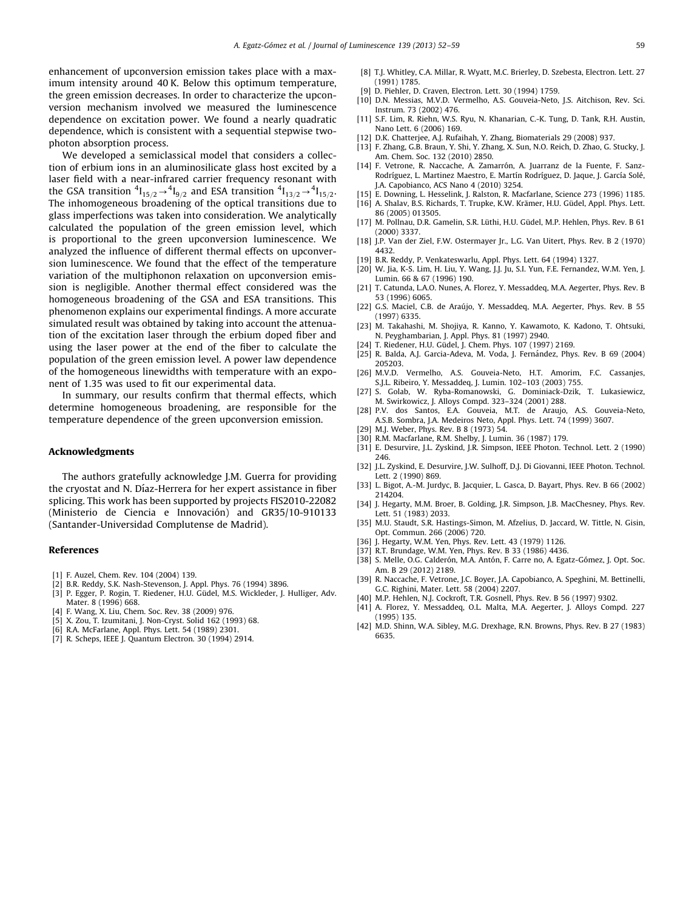enhancement of upconversion emission takes place with a maximum intensity around 40 K. Below this optimum temperature, the green emission decreases. In order to characterize the upconversion mechanism involved we measured the luminescence dependence on excitation power. We found a nearly quadratic dependence, which is consistent with a sequential stepwise two-photon absorption process.

We developed a semiclassical model that considers a collection of erbium ions in an aluminosilicate glass host excited by a laser field with a near-infrared carrier frequency resonant with the GSA transition $^4I_{15/2} \rightarrow {}^4I_{9/2}$ and ESA transition $^4I_{13/2} \rightarrow {}^4I_{15/2}$. The inhomogeneous broadening of the optical transitions due to glass imperfections was taken into consideration. We analytically calculated the population of the green emission level, which is proportional to the green upconversion luminescence. We analyzed the influence of different thermal effects on upconversion luminescence. We found that the effect of the temperature variation of the multiphonon relaxation on upconversion emission is negligible. Another thermal effect considered was the homogeneous broadening of the GSA and ESA transitions. This phenomenon explains our experimental findings. A more accurate simulated result was obtained by taking into account the attenuation of the excitation laser through the erbium doped fiber and using the laser power at the end of the fiber to calculate the population of the green emission level. A power law dependence of the homogeneous linewidths with temperature with an exponent of 1.35 was used to fit our experimental data.

In summary, our results confirm that thermal effects, which determine homogeneous broadening, are responsible for the temperature dependence of the green upconversion emission.

## Acknowledgments

The authors gratefully acknowledge J.M. Guerra for providing the cryostat and N. Díaz-Herrera for her expert assistance in fiber splicing. This work has been supported by projects FIS2010-22082 (Ministerio de Ciencia e Innovación) and GR35/10-910133 (Santander-Universidad Complutense de Madrid).

## References

[1] F. Auzel, Chem. Rev. 104 (2004) 139.
[2] B.R. Reddy, S.K. Nash-Stevenson, J. Appl. Phys. 76 (1994) 3896.
[3] P. Egger, P. Rogin, T. Riedener, H.U. Güdel, M.S. Wickleder, J. Hulliger, Adv. Mater. 8 (1996) 668.
[4] F. Wang, X. Liu, Chem. Soc. Rev. 38 (2009) 976.
[5] X. Zou, T. Izumitani, J. Non-Cryst. Solid 162 (1993) 68.
[6] R.A. McFarlane, Appl. Phys. Lett. 54 (1989) 2301.
[7] R. Scheps, IEEE J. Quantum Electron. 30 (1994) 2914.
[8] T.J. Whitley, C.A. Millar, R. Wyatt, M.C. Brierley, D. Szebesta, Electron. Lett. 27 (1991) 1785.
[9] D. Piehler, D. Craven, Electron. Lett. 30 (1994) 1759.
[10] D.N. Messias, M.V.D. Vermelho, A.S. Gouveia-Neto, J.S. Aitchison, Rev. Sci. Instrum. 73 (2002) 476.
[11] S.F. Lim, R. Riehn, W.S. Ryu, N. Khanarian, C.-K. Tung, D. Tank, R.H. Austin, Nano Lett. 6 (2006) 169.
[12] D.K. Chatterjee, A.J. Rufaihah, Y. Zhang, Biomaterials 29 (2008) 937.
[13] F. Zhang, G.B. Braun, Y. Shi, Y. Zhang, X. Sun, N.O. Reich, D. Zhao, G. Stucky, J. Am. Chem. Soc. 132 (2010) 2850.
[14] F. Vetrone, R. Naccache, A. Zamarrón, A. Juarranz de la Fuente, F. Sanz-Rodríguez, L. Martinez Maestro, E. Martín Rodríguez, D. Jaque, J. García Solé, J.A. Capobianco, ACS Nano 4 (2010) 3254.
[15] E. Downing, L. Hesselink, J. Ralston, R. Macfarlane, Science 273 (1996) 1185.
[16] A. Shalav, B.S. Richards, T. Trupke, K.W. Krämer, H.U. Güdel, Appl. Phys. Lett. 86 (2005) 013505.
[17] M. Pollnau, D.R. Gamelin, S.R. Lüthi, H.U. Güdel, M.P. Hehlen, Phys. Rev. B 61 (2000) 3337.
[18] J.P. Van der Ziel, F.W. Ostermayer Jr., L.G. Van Uitert, Phys. Rev. B 2 (1970) 4432.
[19] B.R. Reddy, P. Venkateswarlu, Appl. Phys. Lett. 64 (1994) 1327.
[20] W. Jia, K-S. Lim, H. Liu, Y. Wang, J.J. Ju, S.I. Yun, F.E. Fernandez, W.M. Yen, J. Lumin. 66 & 67 (1996) 190.
[21] T. Catunda, L.A.O. Nunes, A. Florez, Y. Messaddeq, M.A. Aegerter, Phys. Rev. B 53 (1996) 6065.
[22] G.S. Maciel, C.B. de Araújo, Y. Messaddeq, M.A. Aegerter, Phys. Rev. B 55 (1997) 6335.
[23] M. Takahashi, M. Shojiya, R. Kanno, Y. Kawamoto, K. Kadono, T. Ohtsuki, N. Peyghambarian, J. Appl. Phys. 81 (1997) 2940.
[24] T. Riedener, H.U. Güdel, J. Chem. Phys. 107 (1997) 2169.
[25] R. Balda, A.J. Garcia-Adeva, M. Voda, J. Fernández, Phys. Rev. B 69 (2004) 205203.
[26] M.V.D. Vermelho, A.S. Gouveia-Neto, H.T. Amorim, F.C. Cassanjes, S.J.L. Ribeiro, Y. Messaddeq, J. Lumin. 102–103 (2003) 755.
[27] S. Golab, W. Ryba-Romanowski, G. Dominiack-Dzik, T. Lukasiewicz, M. Swirkowicz, J. Alloys Compd. 323–324 (2001) 288.
[28] P.V. dos Santos, E.A. Gouveia, M.T. de Araujo, A.S. Gouveia-Neto, A.S.B. Sombra, J.A. Medeiros Neto, Appl. Phys. Lett. 74 (1999) 3607.
[29] M.J. Weber, Phys. Rev. B 8 (1973) 54.
[30] R.M. Macfarlane, R.M. Shelby, J. Lumin. 36 (1987) 179.
[31] E. Desurvire, J.L. Zyskind, J.R. Simpson, IEEE Photon. Technol. Lett. 2 (1990) 246.
[32] J.L. Zyskind, E. Desurvire, J.W. Sulhoff, D.J. Di Giovanni, IEEE Photon. Technol. Lett. 2 (1990) 869.
[33] L. Bigot, A.-M. Jurdyc, B. Jacquier, L. Gasca, D. Bayart, Phys. Rev. B 66 (2002) 214204.
[34] J. Hegarty, M.M. Broer, B. Golding, J.R. Simpson, J.B. MacChesney, Phys. Rev. Lett. 51 (1983) 2033.
[35] M.U. Staudt, S.R. Hastings-Simon, M. Afzelius, D. Jaccard, W. Tittle, N. Gisin, Opt. Commun. 266 (2006) 720.
[36] J. Hegarty, W.M. Yen, Phys. Rev. Lett. 43 (1979) 1126.
[37] R.T. Brundage, W.M. Yen, Phys. Rev. B 33 (1986) 4436.
[38] S. Melle, O.G. Calderón, M.A. Antón, F. Carre no, A. Egatz-Gómez, J. Opt. Soc. Am. B 29 (2012) 2189.
[39] R. Naccache, F. Vetrone, J.C. Boyer, J.A. Capobianco, A. Speghini, M. Bettinelli, G.C. Righini, Mater. Lett. 58 (2004) 2207.
[40] M.P. Hehlen, N.J. Cockroft, T.R. Gosnell, Phys. Rev. B 56 (1997) 9302.
[41] A. Florez, Y. Messaddeq, O.L. Malta, M.A. Aegerter, J. Alloys Compd. 227 (1995) 135.
[42] M.D. Shinn, W.A. Sibley, M.G. Drexhage, R.N. Browns, Phys. Rev. B 27 (1983) 6635.